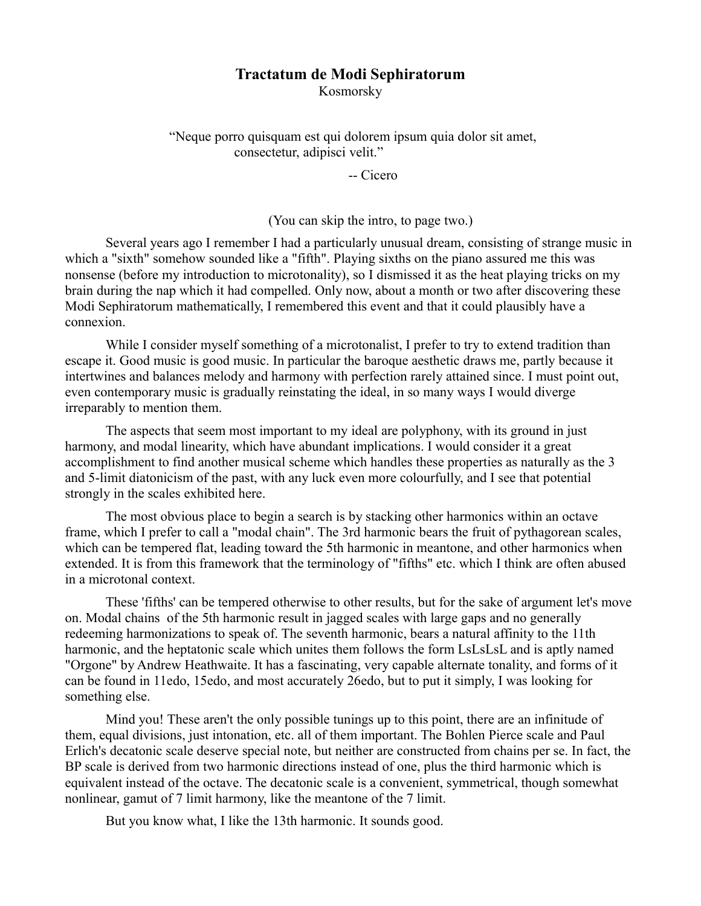# Tractatum de Modi Sephiratorum

Kosmorsky

> "Neque porro quisquam est qui dolorem ipsum quia dolor sit amet, consectetur, adipisci velit."
>
> -- Cicero

(You can skip the intro, to page two.)

Several years ago I remember I had a particularly unusual dream, consisting of strange music in which a "sixth" somehow sounded like a "fifth". Playing sixths on the piano assured me this was nonsense (before my introduction to microtonality), so I dismissed it as the heat playing tricks on my brain during the nap which it had compelled. Only now, about a month or two after discovering these Modi Sephiratorum mathematically, I remembered this event and that it could plausibly have a connexion.

While I consider myself something of a microtonalist, I prefer to try to extend tradition than escape it. Good music is good music. In particular the baroque aesthetic draws me, partly because it intertwines and balances melody and harmony with perfection rarely attained since. I must point out, even contemporary music is gradually reinstating the ideal, in so many ways I would diverge irreparably to mention them.

The aspects that seem most important to my ideal are polyphony, with its ground in just harmony, and modal linearity, which have abundant implications. I would consider it a great accomplishment to find another musical scheme which handles these properties as naturally as the 3 and 5-limit diatonicism of the past, with any luck even more colourfully, and I see that potential strongly in the scales exhibited here.

The most obvious place to begin a search is by stacking other harmonics within an octave frame, which I prefer to call a "modal chain". The 3rd harmonic bears the fruit of pythagorean scales, which can be tempered flat, leading toward the 5th harmonic in meantone, and other harmonics when extended. It is from this framework that the terminology of "fifths" etc. which I think are often abused in a microtonal context.

These 'fifths' can be tempered otherwise to other results, but for the sake of argument let's move on. Modal chains of the 5th harmonic result in jagged scales with large gaps and no generally redeeming harmonizations to speak of. The seventh harmonic, bears a natural affinity to the 11th harmonic, and the heptatonic scale which unites them follows the form LsLsLsL and is aptly named "Orgone" by Andrew Heathwaite. It has a fascinating, very capable alternate tonality, and forms of it can be found in 11edo, 15edo, and most accurately 26edo, but to put it simply, I was looking for something else.

Mind you! These aren't the only possible tunings up to this point, there are an infinitude of them, equal divisions, just intonation, etc. all of them important. The Bohlen Pierce scale and Paul Erlich's decatonic scale deserve special note, but neither are constructed from chains per se. In fact, the BP scale is derived from two harmonic directions instead of one, plus the third harmonic which is equivalent instead of the octave. The decatonic scale is a convenient, symmetrical, though somewhat nonlinear, gamut of 7 limit harmony, like the meantone of the 7 limit.

But you know what, I like the 13th harmonic. It sounds good.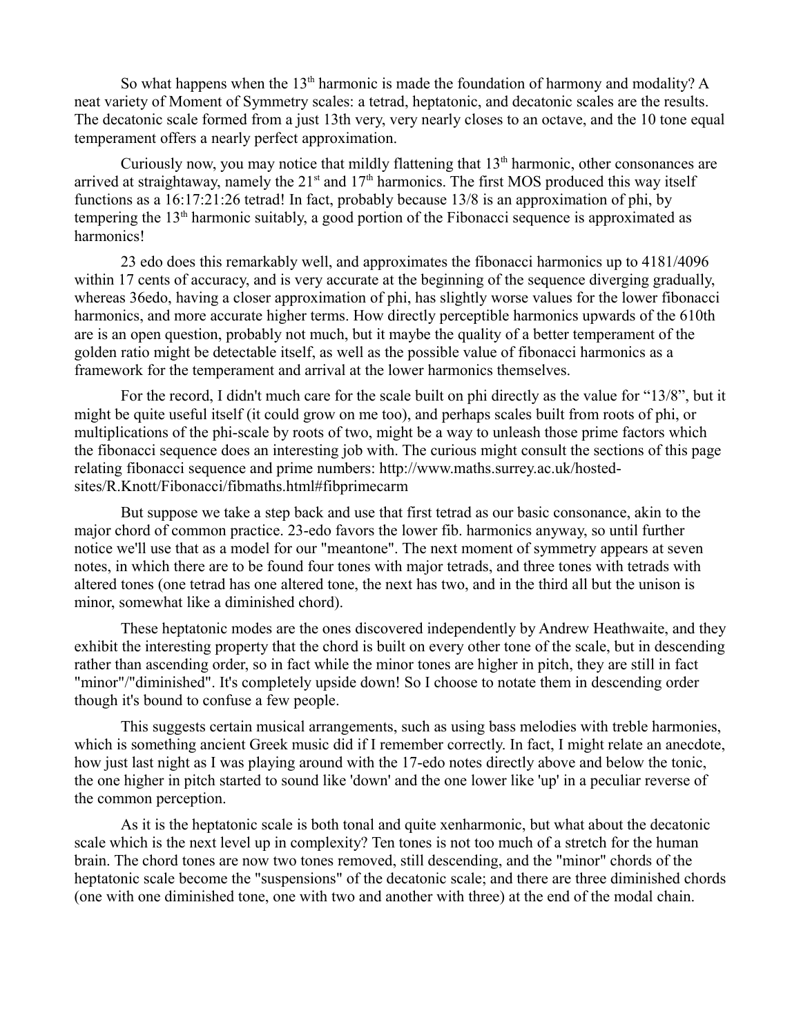So what happens when the 13$^{th}$ harmonic is made the foundation of harmony and modality? A neat variety of Moment of Symmetry scales: a tetrad, heptatonic, and decatonic scales are the results. The decatonic scale formed from a just 13th very, very nearly closes to an octave, and the 10 tone equal temperament offers a nearly perfect approximation.

Curiously now, you may notice that mildly flattening that 13$^{th}$ harmonic, other consonances are arrived at straightaway, namely the 21$^{st}$ and 17$^{th}$ harmonics. The first MOS produced this way itself functions as a 16:17:21:26 tetrad! In fact, probably because 13/8 is an approximation of phi, by tempering the 13$^{th}$ harmonic suitably, a good portion of the Fibonacci sequence is approximated as harmonics!

23 edo does this remarkably well, and approximates the fibonacci harmonics up to 4181/4096 within 17 cents of accuracy, and is very accurate at the beginning of the sequence diverging gradually, whereas 36edo, having a closer approximation of phi, has slightly worse values for the lower fibonacci harmonics, and more accurate higher terms. How directly perceptible harmonics upwards of the 610th are is an open question, probably not much, but it maybe the quality of a better temperament of the golden ratio might be detectable itself, as well as the possible value of fibonacci harmonics as a framework for the temperament and arrival at the lower harmonics themselves.

For the record, I didn't much care for the scale built on phi directly as the value for "13/8", but it might be quite useful itself (it could grow on me too), and perhaps scales built from roots of phi, or multiplications of the phi-scale by roots of two, might be a way to unleash those prime factors which the fibonacci sequence does an interesting job with. The curious might consult the sections of this page relating fibonacci sequence and prime numbers: http://www.maths.surrey.ac.uk/hosted-sites/R.Knott/Fibonacci/fibmaths.html#fibprimecarm

But suppose we take a step back and use that first tetrad as our basic consonance, akin to the major chord of common practice. 23-edo favors the lower fib. harmonics anyway, so until further notice we'll use that as a model for our "meantone". The next moment of symmetry appears at seven notes, in which there are to be found four tones with major tetrads, and three tones with tetrads with altered tones (one tetrad has one altered tone, the next has two, and in the third all but the unison is minor, somewhat like a diminished chord).

These heptatonic modes are the ones discovered independently by Andrew Heathwaite, and they exhibit the interesting property that the chord is built on every other tone of the scale, but in descending rather than ascending order, so in fact while the minor tones are higher in pitch, they are still in fact "minor"/"diminished". It's completely upside down! So I choose to notate them in descending order though it's bound to confuse a few people.

This suggests certain musical arrangements, such as using bass melodies with treble harmonies, which is something ancient Greek music did if I remember correctly. In fact, I might relate an anecdote, how just last night as I was playing around with the 17-edo notes directly above and below the tonic, the one higher in pitch started to sound like 'down' and the one lower like 'up' in a peculiar reverse of the common perception.

As it is the heptatonic scale is both tonal and quite xenharmonic, but what about the decatonic scale which is the next level up in complexity? Ten tones is not too much of a stretch for the human brain. The chord tones are now two tones removed, still descending, and the "minor" chords of the heptatonic scale become the "suspensions" of the decatonic scale; and there are three diminished chords (one with one diminished tone, one with two and another with three) at the end of the modal chain.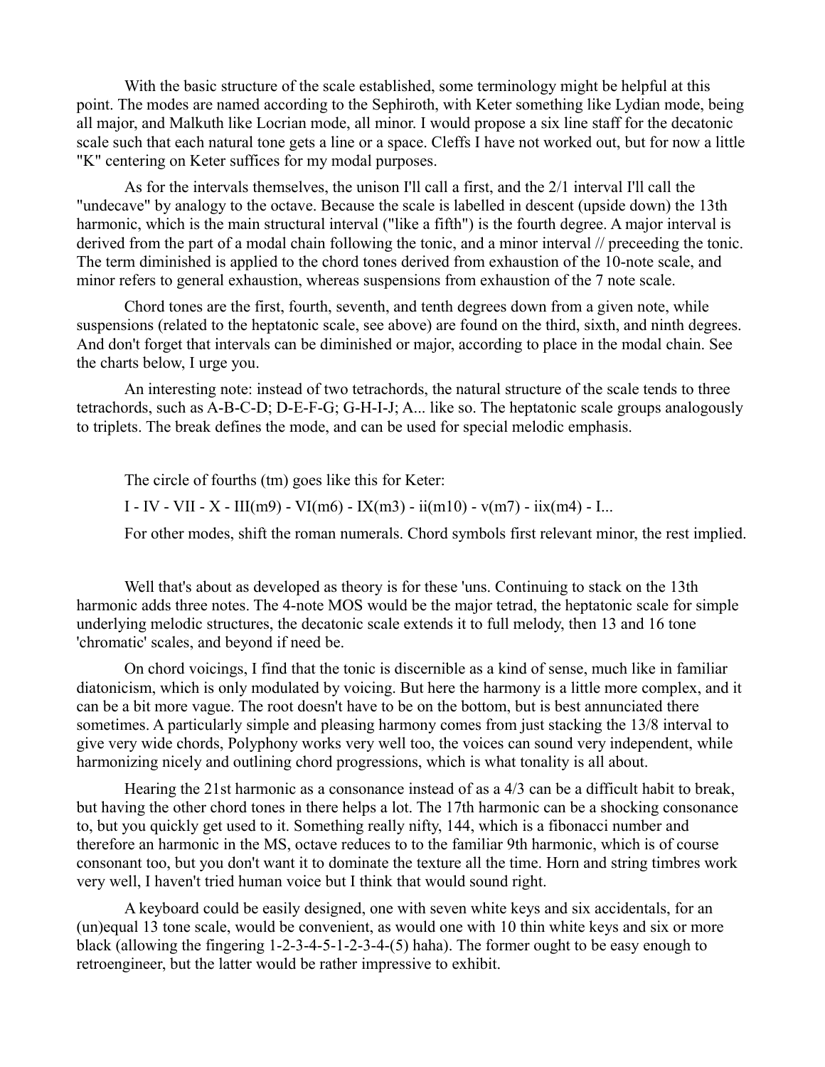With the basic structure of the scale established, some terminology might be helpful at this point. The modes are named according to the Sephiroth, with Keter something like Lydian mode, being all major, and Malkuth like Locrian mode, all minor. I would propose a six line staff for the decatonic scale such that each natural tone gets a line or a space. Cleffs I have not worked out, but for now a little "K" centering on Keter suffices for my modal purposes.

As for the intervals themselves, the unison I'll call a first, and the 2/1 interval I'll call the "undecave" by analogy to the octave. Because the scale is labelled in descent (upside down) the 13th harmonic, which is the main structural interval ("like a fifth") is the fourth degree. A major interval is derived from the part of a modal chain following the tonic, and a minor interval // preceeding the tonic. The term diminished is applied to the chord tones derived from exhaustion of the 10-note scale, and minor refers to general exhaustion, whereas suspensions from exhaustion of the 7 note scale.

Chord tones are the first, fourth, seventh, and tenth degrees down from a given note, while suspensions (related to the heptatonic scale, see above) are found on the third, sixth, and ninth degrees. And don't forget that intervals can be diminished or major, according to place in the modal chain. See the charts below, I urge you.

An interesting note: instead of two tetrachords, the natural structure of the scale tends to three tetrachords, such as A-B-C-D; D-E-F-G; G-H-I-J; A... like so. The heptatonic scale groups analogously to triplets. The break defines the mode, and can be used for special melodic emphasis.

The circle of fourths (tm) goes like this for Keter:

I - IV - VII - X - III(m9) - VI(m6) - IX(m3) - ii(m10) - v(m7) - iix(m4) - I...

For other modes, shift the roman numerals. Chord symbols first relevant minor, the rest implied.

Well that's about as developed as theory is for these 'uns. Continuing to stack on the 13th harmonic adds three notes. The 4-note MOS would be the major tetrad, the heptatonic scale for simple underlying melodic structures, the decatonic scale extends it to full melody, then 13 and 16 tone 'chromatic' scales, and beyond if need be.

On chord voicings, I find that the tonic is discernible as a kind of sense, much like in familiar diatonicism, which is only modulated by voicing. But here the harmony is a little more complex, and it can be a bit more vague. The root doesn't have to be on the bottom, but is best annunciated there sometimes. A particularly simple and pleasing harmony comes from just stacking the 13/8 interval to give very wide chords, Polyphony works very well too, the voices can sound very independent, while harmonizing nicely and outlining chord progressions, which is what tonality is all about.

Hearing the 21st harmonic as a consonance instead of as a 4/3 can be a difficult habit to break, but having the other chord tones in there helps a lot. The 17th harmonic can be a shocking consonance to, but you quickly get used to it. Something really nifty, 144, which is a fibonacci number and therefore an harmonic in the MS, octave reduces to to the familiar 9th harmonic, which is of course consonant too, but you don't want it to dominate the texture all the time. Horn and string timbres work very well, I haven't tried human voice but I think that would sound right.

A keyboard could be easily designed, one with seven white keys and six accidentals, for an (un)equal 13 tone scale, would be convenient, as would one with 10 thin white keys and six or more black (allowing the fingering 1-2-3-4-5-1-2-3-4-(5) haha). The former ought to be easy enough to retroengineer, but the latter would be rather impressive to exhibit.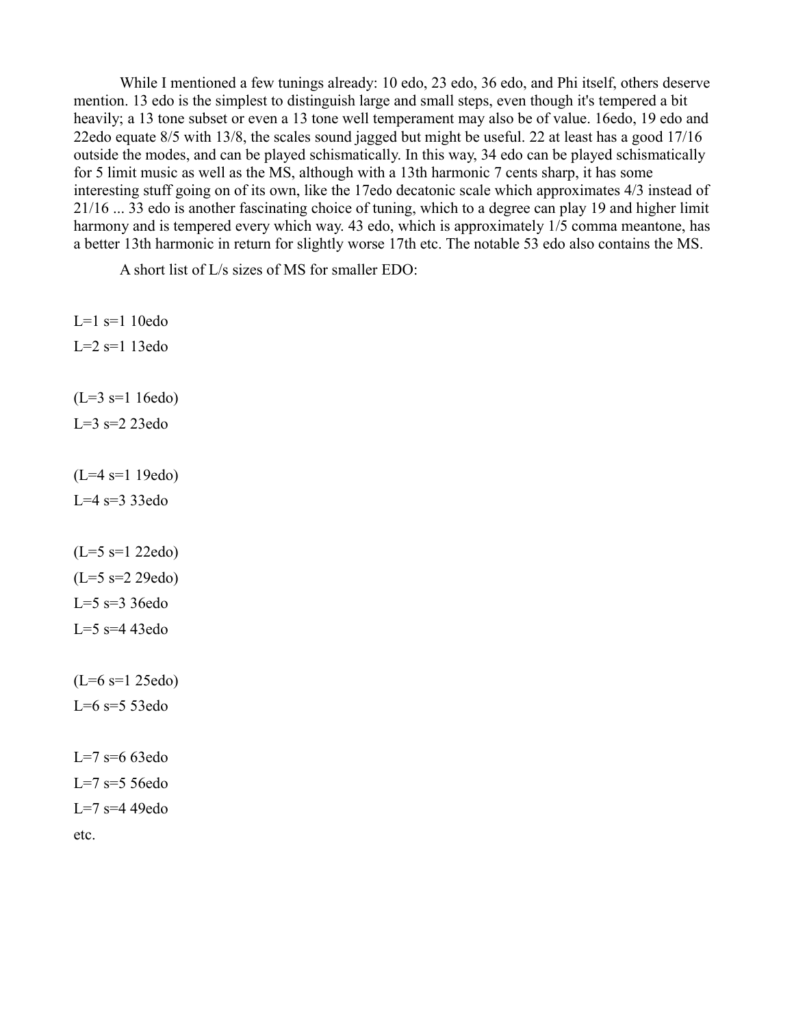While I mentioned a few tunings already: 10 edo, 23 edo, 36 edo, and Phi itself, others deserve mention. 13 edo is the simplest to distinguish large and small steps, even though it's tempered a bit heavily; a 13 tone subset or even a 13 tone well temperament may also be of value. 16edo, 19 edo and 22edo equate 8/5 with 13/8, the scales sound jagged but might be useful. 22 at least has a good 17/16 outside the modes, and can be played schismatically. In this way, 34 edo can be played schismatically for 5 limit music as well as the MS, although with a 13th harmonic 7 cents sharp, it has some interesting stuff going on of its own, like the 17edo decatonic scale which approximates 4/3 instead of 21/16 ... 33 edo is another fascinating choice of tuning, which to a degree can play 19 and higher limit harmony and is tempered every which way. 43 edo, which is approximately 1/5 comma meantone, has a better 13th harmonic in return for slightly worse 17th etc. The notable 53 edo also contains the MS.

A short list of L/s sizes of MS for smaller EDO:

L=1 s=1 10edo

L=2 s=1 13edo

(L=3 s=1 16edo)

L=3 s=2 23edo

(L=4 s=1 19edo)

L=4 s=3 33edo

(L=5 s=1 22edo)

(L=5 s=2 29edo)

L=5 s=3 36edo

L=5 s=4 43edo

(L=6 s=1 25edo)

L=6 s=5 53edo

L=7 s=6 63edo

L=7 s=5 56edo

L=7 s=4 49edo

etc.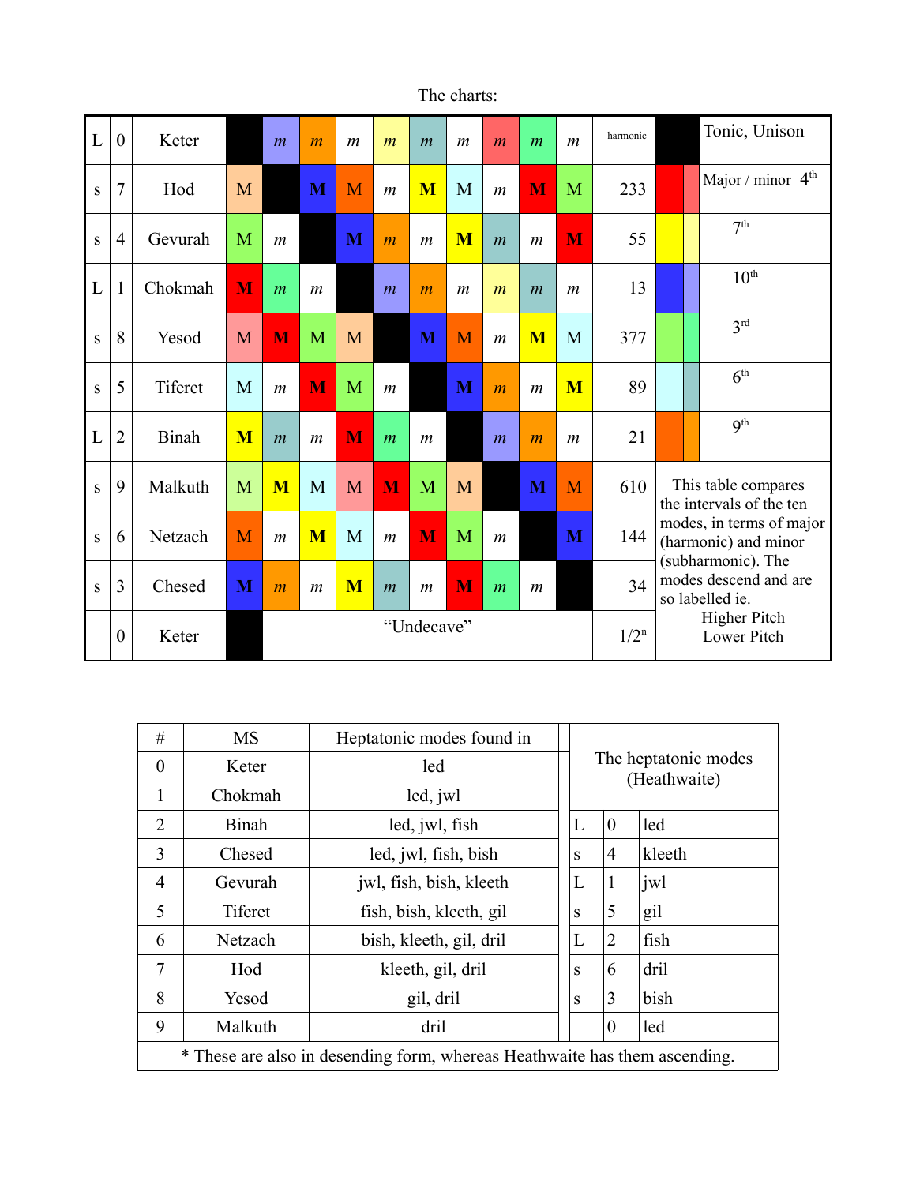The charts:

| | | | | | | | | | | | | | | | | |
|---|---|---|---|---|---|---|---|---|---|---|---|---|---|---|---|---|
| L | 0 | Keter | | *m* | *m* | *m* | *m* | *m* | *m* | *m* | *m* | *m* | harmonic | | | Tonic, Unison |
| s | 7 | Hod | M | | **M** | M | *m* | **M** | M | *m* | **M** | M | 233 | | | Major / minor 4th |
| s | 4 | Gevurah | M | *m* | | **M** | *m* | *m* | **M** | *m* | *m* | **M** | 55 | | | 7th |
| L | 1 | Chokmah | **M** | *m* | *m* | | *m* | *m* | *m* | *m* | *m* | *m* | 13 | | | 10th |
| s | 8 | Yesod | M | **M** | M | M | | **M** | M | *m* | **M** | M | 377 | | | 3rd |
| s | 5 | Tiferet | M | *m* | **M** | M | *m* | | **M** | *m* | *m* | **M** | 89 | | | 6th |
| L | 2 | Binah | **M** | *m* | *m* | **M** | *m* | *m* | | *m* | *m* | *m* | 21 | | | 9th |
| s | 9 | Malkuth | M | **M** | M | M | **M** | M | M | | **M** | M | 610 | | | This table compares the intervals of the ten modes, in terms of major (harmonic) and minor (subharmonic). The modes descend and are so labelled ie. Higher Pitch Lower Pitch |
| s | 6 | Netzach | M | *m* | **M** | M | *m* | **M** | M | *m* | | **M** | 144 | | | |
| s | 3 | Chesed | **M** | *m* | *m* | **M** | *m* | *m* | **M** | *m* | *m* | | 34 | | | |
| | 0 | Keter | | "Undecave" | | | | | | | | | $1/2^n$ | | | |

| # | MS | Heptatonic modes found in | | The heptatonic modes (Heathwaite) | |
|---|---|---|---|---|---|
| 0 | Keter | led | | | |
| 1 | Chokmah | led, jwl | | | |
| 2 | Binah | led, jwl, fish | L | 0 | led |
| 3 | Chesed | led, jwl, fish, bish | s | 4 | kleeth |
| 4 | Gevurah | jwl, fish, bish, kleeth | L | 1 | jwl |
| 5 | Tiferet | fish, bish, kleeth, gil | s | 5 | gil |
| 6 | Netzach | bish, kleeth, gil, dril | L | 2 | fish |
| 7 | Hod | kleeth, gil, dril | s | 6 | dril |
| 8 | Yesod | gil, dril | s | 3 | bish |
| 9 | Malkuth | dril | | 0 | led |

* These are also in desending form, whereas Heathwaite has them ascending.